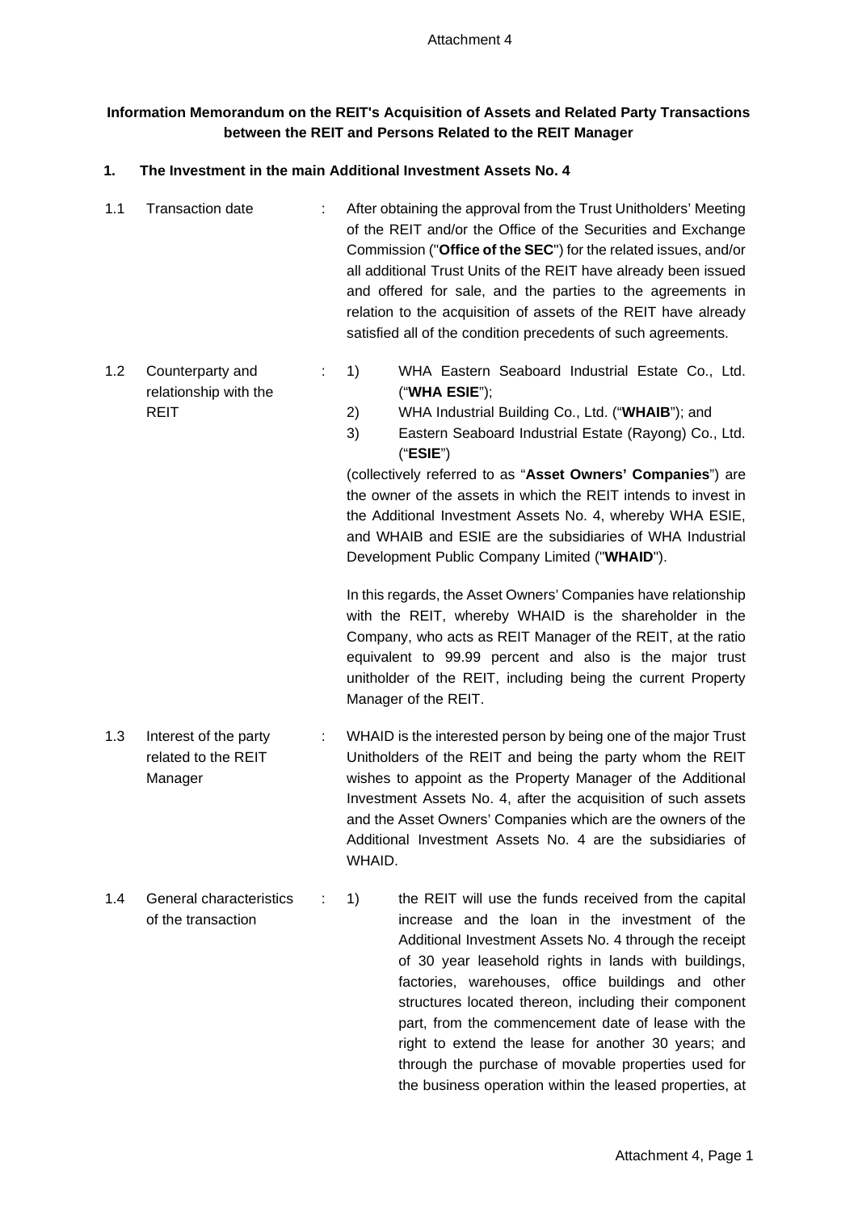Attachment 4

**Information Memorandum on the REIT's Acquisition of Assets and Related Party Transactions between the REIT and Persons Related to the REIT Manager**

**1. The Investment in the main Additional Investment Assets No. 4**

| | | | |
|---|---|---|---|
| 1.1 | Transaction date | : | After obtaining the approval from the Trust Unitholders' Meeting of the REIT and/or the Office of the Securities and Exchange Commission ("**Office of the SEC**") for the related issues, and/or all additional Trust Units of the REIT have already been issued and offered for sale, and the parties to the agreements in relation to the acquisition of assets of the REIT have already satisfied all of the condition precedents of such agreements. |
| 1.2 | Counterparty and relationship with the REIT | : | 1) WHA Eastern Seaboard Industrial Estate Co., Ltd. ("**WHA ESIE**");<br>2) WHA Industrial Building Co., Ltd. ("**WHAIB**"); and<br>3) Eastern Seaboard Industrial Estate (Rayong) Co., Ltd. ("**ESIE**")<br>(collectively referred to as "**Asset Owners' Companies**") are the owner of the assets in which the REIT intends to invest in the Additional Investment Assets No. 4, whereby WHA ESIE, and WHAIB and ESIE are the subsidiaries of WHA Industrial Development Public Company Limited ("**WHAID**").<br><br>In this regards, the Asset Owners' Companies have relationship with the REIT, whereby WHAID is the shareholder in the Company, who acts as REIT Manager of the REIT, at the ratio equivalent to 99.99 percent and also is the major trust unitholder of the REIT, including being the current Property Manager of the REIT. |
| 1.3 | Interest of the party related to the REIT Manager | : | WHAID is the interested person by being one of the major Trust Unitholders of the REIT and being the party whom the REIT wishes to appoint as the Property Manager of the Additional Investment Assets No. 4, after the acquisition of such assets and the Asset Owners' Companies which are the owners of the Additional Investment Assets No. 4 are the subsidiaries of WHAID. |
| 1.4 | General characteristics of the transaction | : | 1) the REIT will use the funds received from the capital increase and the loan in the investment of the Additional Investment Assets No. 4 through the receipt of 30 year leasehold rights in lands with buildings, factories, warehouses, office buildings and other structures located thereon, including their component part, from the commencement date of lease with the right to extend the lease for another 30 years; and through the purchase of movable properties used for the business operation within the leased properties, at |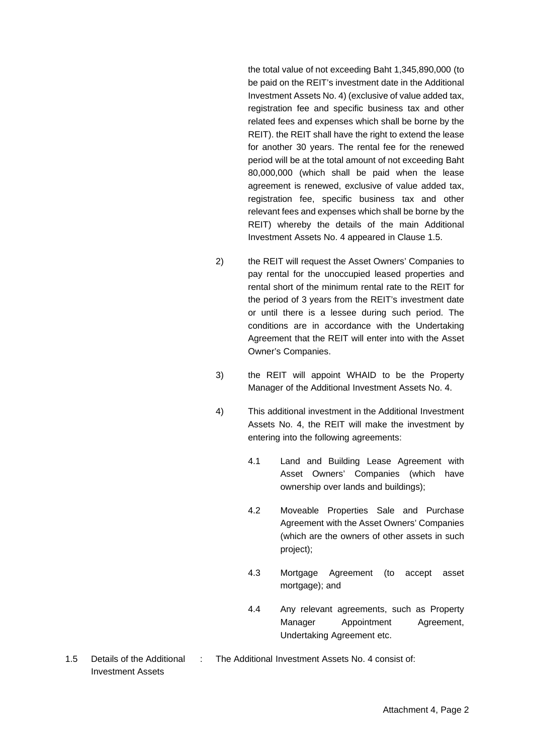the total value of not exceeding Baht 1,345,890,000 (to be paid on the REIT's investment date in the Additional Investment Assets No. 4) (exclusive of value added tax, registration fee and specific business tax and other related fees and expenses which shall be borne by the REIT). the REIT shall have the right to extend the lease for another 30 years. The rental fee for the renewed period will be at the total amount of not exceeding Baht 80,000,000 (which shall be paid when the lease agreement is renewed, exclusive of value added tax, registration fee, specific business tax and other relevant fees and expenses which shall be borne by the REIT) whereby the details of the main Additional Investment Assets No. 4 appeared in Clause 1.5.

2) the REIT will request the Asset Owners' Companies to pay rental for the unoccupied leased properties and rental short of the minimum rental rate to the REIT for the period of 3 years from the REIT's investment date or until there is a lessee during such period. The conditions are in accordance with the Undertaking Agreement that the REIT will enter into with the Asset Owner's Companies.

3) the REIT will appoint WHAID to be the Property Manager of the Additional Investment Assets No. 4.

4) This additional investment in the Additional Investment Assets No. 4, the REIT will make the investment by entering into the following agreements:

   4.1 Land and Building Lease Agreement with Asset Owners' Companies (which have ownership over lands and buildings);

   4.2 Moveable Properties Sale and Purchase Agreement with the Asset Owners' Companies (which are the owners of other assets in such project);

   4.3 Mortgage Agreement (to accept asset mortgage); and

   4.4 Any relevant agreements, such as Property Manager Appointment Agreement, Undertaking Agreement etc.

1.5 Details of the Additional Investment Assets : The Additional Investment Assets No. 4 consist of: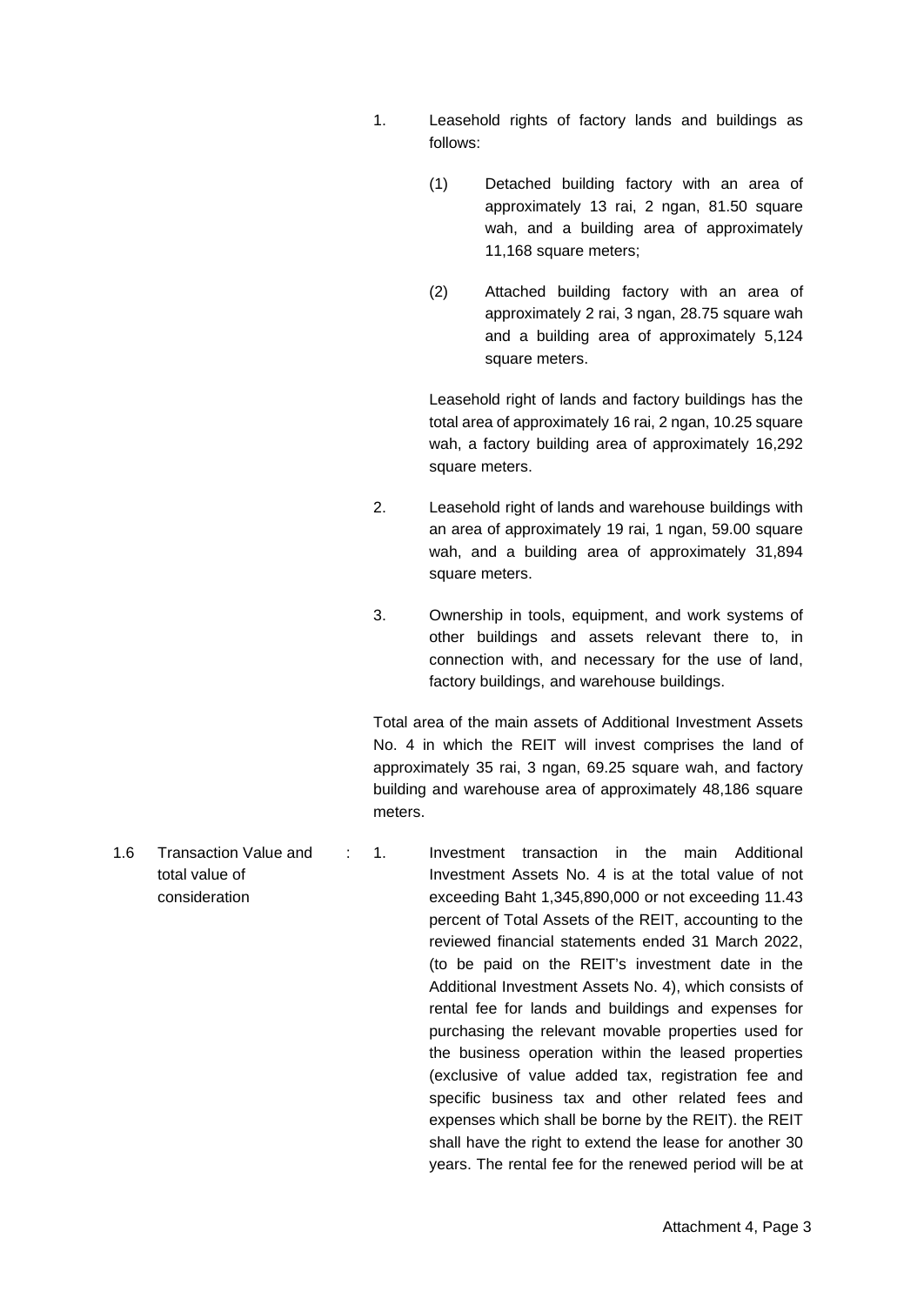1. Leasehold rights of factory lands and buildings as follows:

   (1) Detached building factory with an area of approximately 13 rai, 2 ngan, 81.50 square wah, and a building area of approximately 11,168 square meters;

   (2) Attached building factory with an area of approximately 2 rai, 3 ngan, 28.75 square wah and a building area of approximately 5,124 square meters.

   Leasehold right of lands and factory buildings has the total area of approximately 16 rai, 2 ngan, 10.25 square wah, a factory building area of approximately 16,292 square meters.

2. Leasehold right of lands and warehouse buildings with an area of approximately 19 rai, 1 ngan, 59.00 square wah, and a building area of approximately 31,894 square meters.

3. Ownership in tools, equipment, and work systems of other buildings and assets relevant there to, in connection with, and necessary for the use of land, factory buildings, and warehouse buildings.

Total area of the main assets of Additional Investment Assets No. 4 in which the REIT will invest comprises the land of approximately 35 rai, 3 ngan, 69.25 square wah, and factory building and warehouse area of approximately 48,186 square meters.

1.6 Transaction Value and total value of consideration :

1. Investment transaction in the main Additional Investment Assets No. 4 is at the total value of not exceeding Baht 1,345,890,000 or not exceeding 11.43 percent of Total Assets of the REIT, accounting to the reviewed financial statements ended 31 March 2022, (to be paid on the REIT's investment date in the Additional Investment Assets No. 4), which consists of rental fee for lands and buildings and expenses for purchasing the relevant movable properties used for the business operation within the leased properties (exclusive of value added tax, registration fee and specific business tax and other related fees and expenses which shall be borne by the REIT). the REIT shall have the right to extend the lease for another 30 years. The rental fee for the renewed period will be at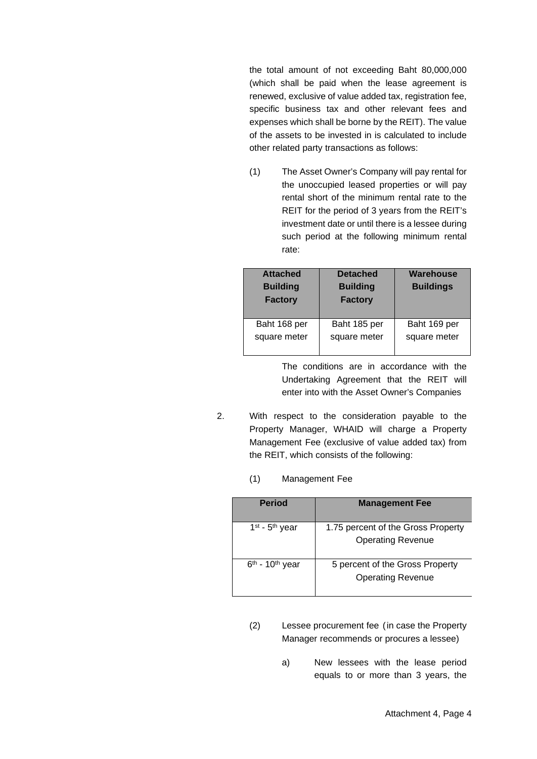the total amount of not exceeding Baht 80,000,000 (which shall be paid when the lease agreement is renewed, exclusive of value added tax, registration fee, specific business tax and other relevant fees and expenses which shall be borne by the REIT). The value of the assets to be invested in is calculated to include other related party transactions as follows:

(1) The Asset Owner's Company will pay rental for the unoccupied leased properties or will pay rental short of the minimum rental rate to the REIT for the period of 3 years from the REIT's investment date or until there is a lessee during such period at the following minimum rental rate:

| Attached Building Factory | Detached Building Factory | Warehouse Buildings |
|---|---|---|
| Baht 168 per square meter | Baht 185 per square meter | Baht 169 per square meter |

The conditions are in accordance with the Undertaking Agreement that the REIT will enter into with the Asset Owner's Companies

2. With respect to the consideration payable to the Property Manager, WHAID will charge a Property Management Fee (exclusive of value added tax) from the REIT, which consists of the following:

(1) Management Fee

| Period | Management Fee |
|---|---|
| 1st - 5th year | 1.75 percent of the Gross Property Operating Revenue |
| 6th - 10th year | 5 percent of the Gross Property Operating Revenue |

(2) Lessee procurement fee (in case the Property Manager recommends or procures a lessee)

a) New lessees with the lease period equals to or more than 3 years, the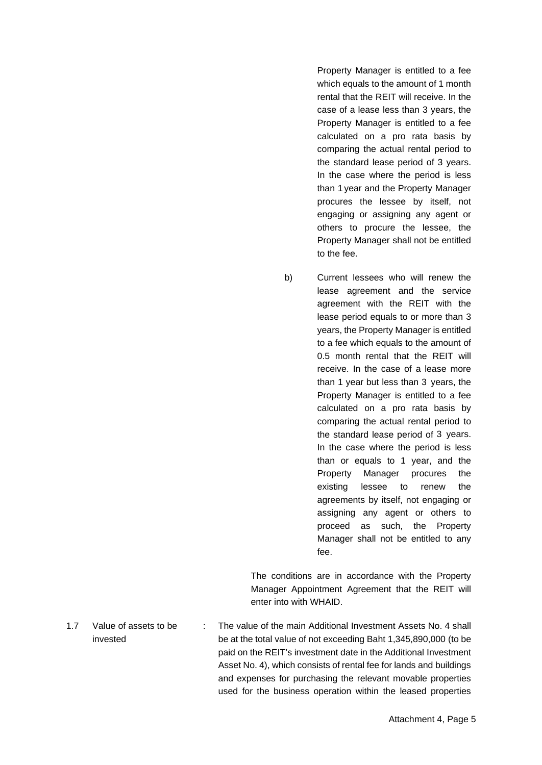Property Manager is entitled to a fee which equals to the amount of 1 month rental that the REIT will receive. In the case of a lease less than 3 years, the Property Manager is entitled to a fee calculated on a pro rata basis by comparing the actual rental period to the standard lease period of 3 years. In the case where the period is less than 1 year and the Property Manager procures the lessee by itself, not engaging or assigning any agent or others to procure the lessee, the Property Manager shall not be entitled to the fee.

b) Current lessees who will renew the lease agreement and the service agreement with the REIT with the lease period equals to or more than 3 years, the Property Manager is entitled to a fee which equals to the amount of 0.5 month rental that the REIT will receive. In the case of a lease more than 1 year but less than 3 years, the Property Manager is entitled to a fee calculated on a pro rata basis by comparing the actual rental period to the standard lease period of 3 years. In the case where the period is less than or equals to 1 year, and the Property Manager procures the existing lessee to renew the agreements by itself, not engaging or assigning any agent or others to proceed as such, the Property Manager shall not be entitled to any fee.

The conditions are in accordance with the Property Manager Appointment Agreement that the REIT will enter into with WHAID.

1.7 Value of assets to be invested : The value of the main Additional Investment Assets No. 4 shall be at the total value of not exceeding Baht 1,345,890,000 (to be paid on the REIT's investment date in the Additional Investment Asset No. 4), which consists of rental fee for lands and buildings and expenses for purchasing the relevant movable properties used for the business operation within the leased properties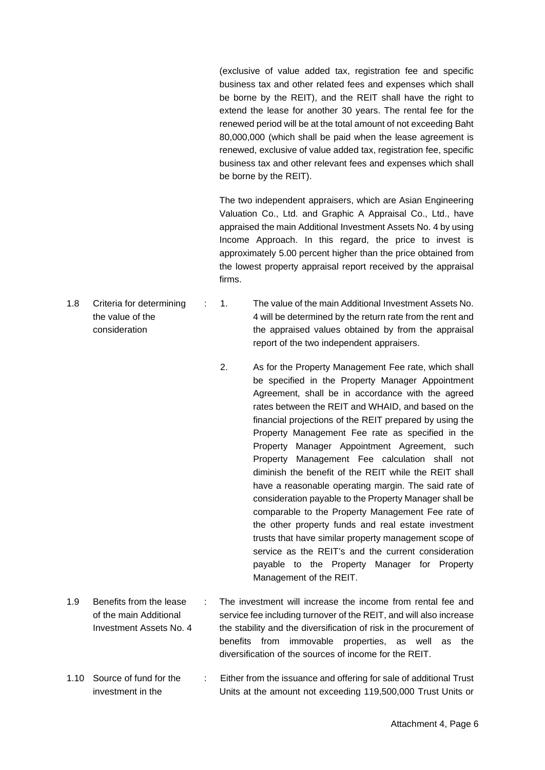(exclusive of value added tax, registration fee and specific business tax and other related fees and expenses which shall be borne by the REIT), and the REIT shall have the right to extend the lease for another 30 years. The rental fee for the renewed period will be at the total amount of not exceeding Baht 80,000,000 (which shall be paid when the lease agreement is renewed, exclusive of value added tax, registration fee, specific business tax and other relevant fees and expenses which shall be borne by the REIT).

The two independent appraisers, which are Asian Engineering Valuation Co., Ltd. and Graphic A Appraisal Co., Ltd., have appraised the main Additional Investment Assets No. 4 by using Income Approach. In this regard, the price to invest is approximately 5.00 percent higher than the price obtained from the lowest property appraisal report received by the appraisal firms.

1.8 Criteria for determining the value of the consideration :

1. The value of the main Additional Investment Assets No. 4 will be determined by the return rate from the rent and the appraised values obtained by from the appraisal report of the two independent appraisers.

2. As for the Property Management Fee rate, which shall be specified in the Property Manager Appointment Agreement, shall be in accordance with the agreed rates between the REIT and WHAID, and based on the financial projections of the REIT prepared by using the Property Management Fee rate as specified in the Property Manager Appointment Agreement, such Property Management Fee calculation shall not diminish the benefit of the REIT while the REIT shall have a reasonable operating margin. The said rate of consideration payable to the Property Manager shall be comparable to the Property Management Fee rate of the other property funds and real estate investment trusts that have similar property management scope of service as the REIT's and the current consideration payable to the Property Manager for Property Management of the REIT.

1.9 Benefits from the lease of the main Additional Investment Assets No. 4 : The investment will increase the income from rental fee and service fee including turnover of the REIT, and will also increase the stability and the diversification of risk in the procurement of benefits from immovable properties, as well as the diversification of the sources of income for the REIT.

1.10 Source of fund for the investment in the : Either from the issuance and offering for sale of additional Trust Units at the amount not exceeding 119,500,000 Trust Units or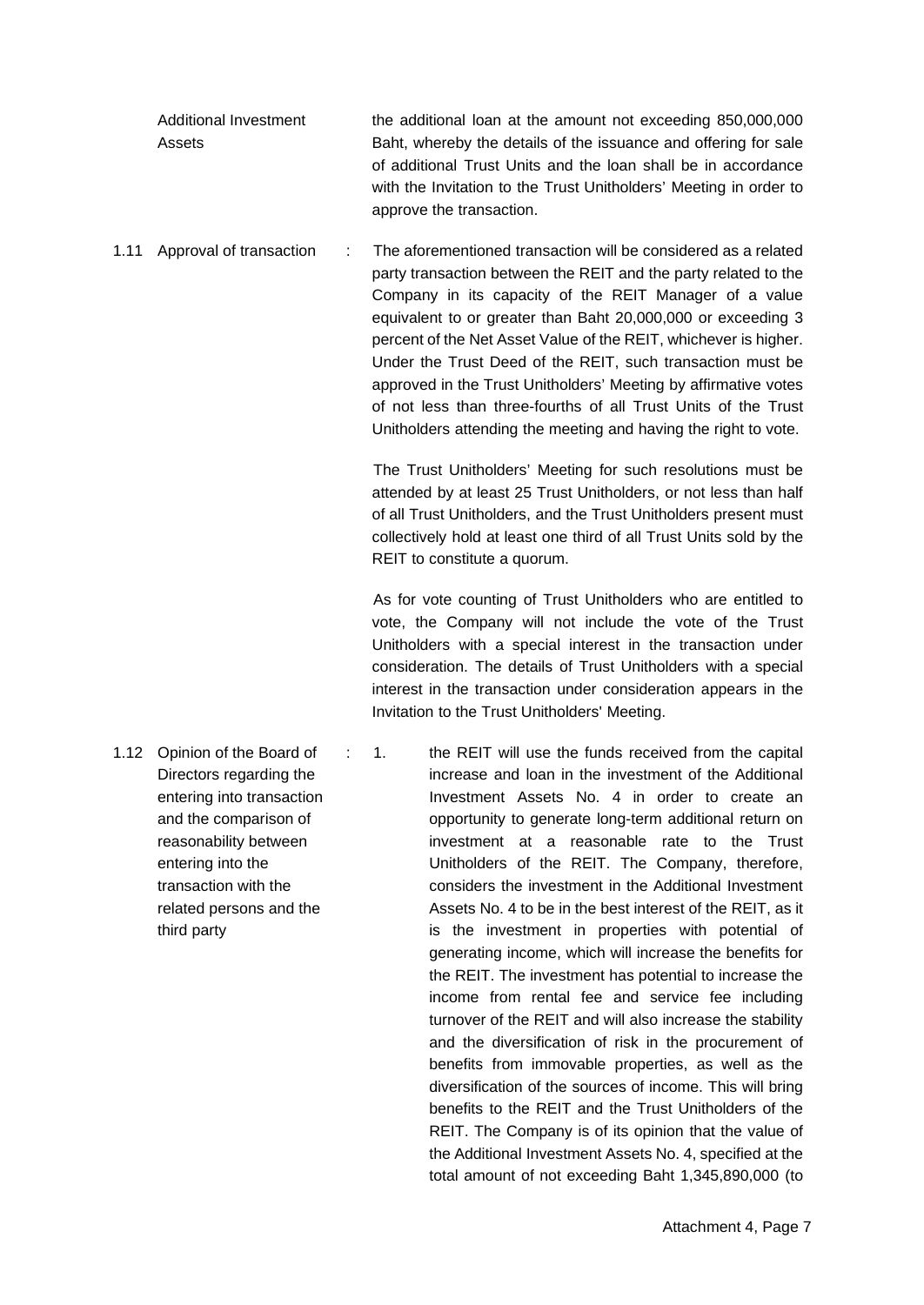Additional Investment Assets — the additional loan at the amount not exceeding 850,000,000 Baht, whereby the details of the issuance and offering for sale of additional Trust Units and the loan shall be in accordance with the Invitation to the Trust Unitholders' Meeting in order to approve the transaction.

1.11 Approval of transaction : The aforementioned transaction will be considered as a related party transaction between the REIT and the party related to the Company in its capacity of the REIT Manager of a value equivalent to or greater than Baht 20,000,000 or exceeding 3 percent of the Net Asset Value of the REIT, whichever is higher. Under the Trust Deed of the REIT, such transaction must be approved in the Trust Unitholders' Meeting by affirmative votes of not less than three-fourths of all Trust Units of the Trust Unitholders attending the meeting and having the right to vote.

The Trust Unitholders' Meeting for such resolutions must be attended by at least 25 Trust Unitholders, or not less than half of all Trust Unitholders, and the Trust Unitholders present must collectively hold at least one third of all Trust Units sold by the REIT to constitute a quorum.

As for vote counting of Trust Unitholders who are entitled to vote, the Company will not include the vote of the Trust Unitholders with a special interest in the transaction under consideration. The details of Trust Unitholders with a special interest in the transaction under consideration appears in the Invitation to the Trust Unitholders' Meeting.

1.12 Opinion of the Board of Directors regarding the entering into transaction and the comparison of reasonability between entering into the transaction with the related persons and the third party :

1. the REIT will use the funds received from the capital increase and loan in the investment of the Additional Investment Assets No. 4 in order to create an opportunity to generate long-term additional return on investment at a reasonable rate to the Trust Unitholders of the REIT. The Company, therefore, considers the investment in the Additional Investment Assets No. 4 to be in the best interest of the REIT, as it is the investment in properties with potential of generating income, which will increase the benefits for the REIT. The investment has potential to increase the income from rental fee and service fee including turnover of the REIT and will also increase the stability and the diversification of risk in the procurement of benefits from immovable properties, as well as the diversification of the sources of income. This will bring benefits to the REIT and the Trust Unitholders of the REIT. The Company is of its opinion that the value of the Additional Investment Assets No. 4, specified at the total amount of not exceeding Baht 1,345,890,000 (to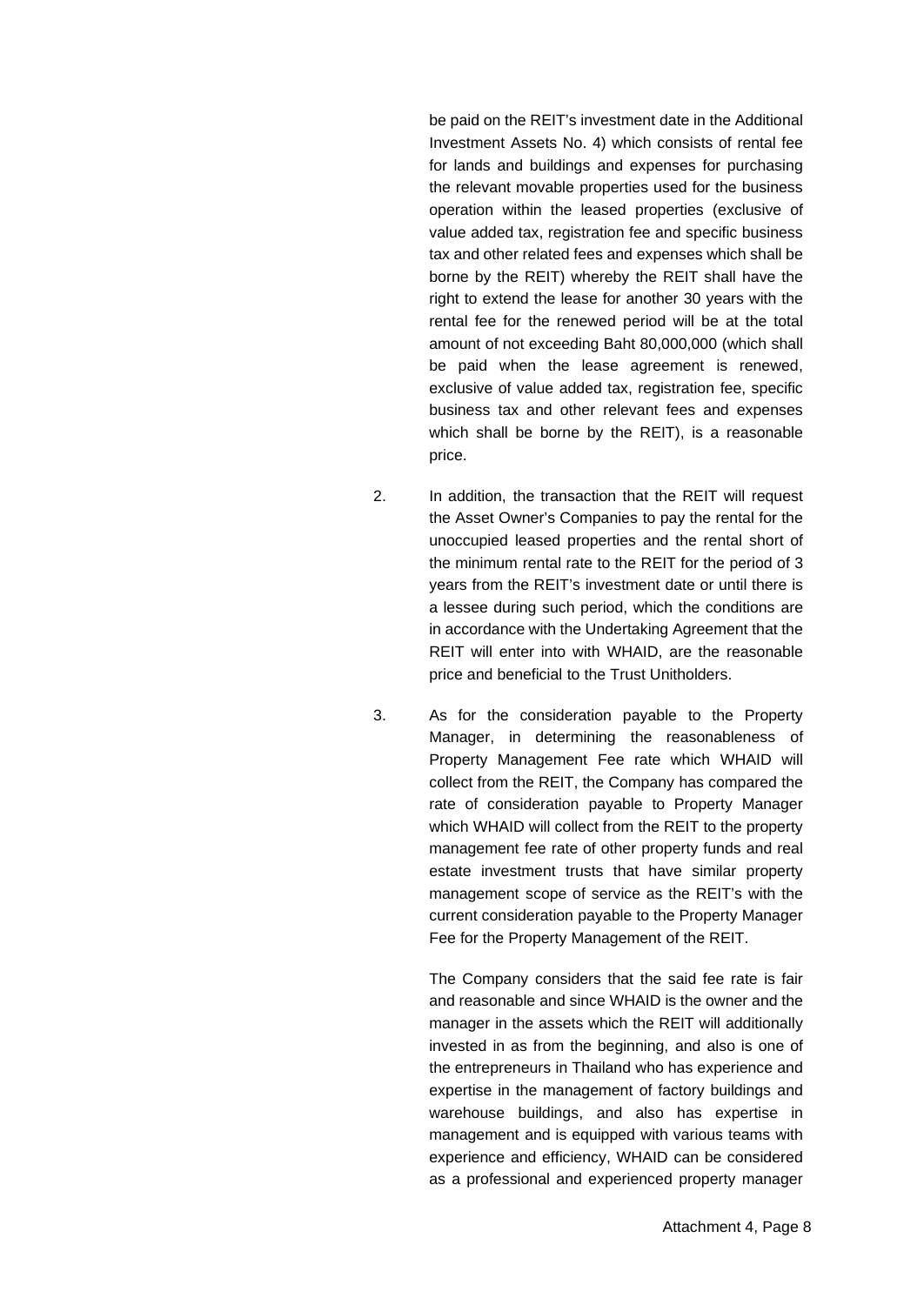be paid on the REIT's investment date in the Additional Investment Assets No. 4) which consists of rental fee for lands and buildings and expenses for purchasing the relevant movable properties used for the business operation within the leased properties (exclusive of value added tax, registration fee and specific business tax and other related fees and expenses which shall be borne by the REIT) whereby the REIT shall have the right to extend the lease for another 30 years with the rental fee for the renewed period will be at the total amount of not exceeding Baht 80,000,000 (which shall be paid when the lease agreement is renewed, exclusive of value added tax, registration fee, specific business tax and other relevant fees and expenses which shall be borne by the REIT), is a reasonable price.

2. In addition, the transaction that the REIT will request the Asset Owner's Companies to pay the rental for the unoccupied leased properties and the rental short of the minimum rental rate to the REIT for the period of 3 years from the REIT's investment date or until there is a lessee during such period, which the conditions are in accordance with the Undertaking Agreement that the REIT will enter into with WHAID, are the reasonable price and beneficial to the Trust Unitholders.

3. As for the consideration payable to the Property Manager, in determining the reasonableness of Property Management Fee rate which WHAID will collect from the REIT, the Company has compared the rate of consideration payable to Property Manager which WHAID will collect from the REIT to the property management fee rate of other property funds and real estate investment trusts that have similar property management scope of service as the REIT's with the current consideration payable to the Property Manager Fee for the Property Management of the REIT.

   The Company considers that the said fee rate is fair and reasonable and since WHAID is the owner and the manager in the assets which the REIT will additionally invested in as from the beginning, and also is one of the entrepreneurs in Thailand who has experience and expertise in the management of factory buildings and warehouse buildings, and also has expertise in management and is equipped with various teams with experience and efficiency, WHAID can be considered as a professional and experienced property manager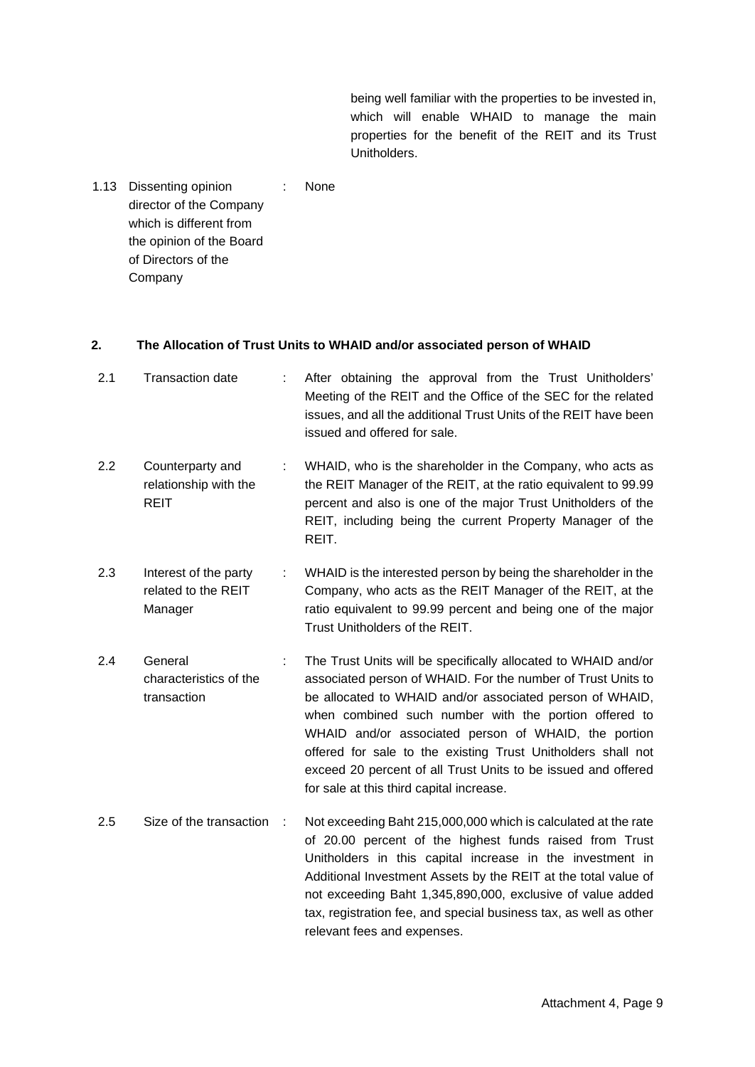being well familiar with the properties to be invested in, which will enable WHAID to manage the main properties for the benefit of the REIT and its Trust Unitholders.

| | | | |
|---|---|---|---|
| 1.13 | Dissenting opinion director of the Company which is different from the opinion of the Board of Directors of the Company | : | None |

## 2. The Allocation of Trust Units to WHAID and/or associated person of WHAID

| | | | |
|---|---|---|---|
| 2.1 | Transaction date | : | After obtaining the approval from the Trust Unitholders' Meeting of the REIT and the Office of the SEC for the related issues, and all the additional Trust Units of the REIT have been issued and offered for sale. |
| 2.2 | Counterparty and relationship with the REIT | : | WHAID, who is the shareholder in the Company, who acts as the REIT Manager of the REIT, at the ratio equivalent to 99.99 percent and also is one of the major Trust Unitholders of the REIT, including being the current Property Manager of the REIT. |
| 2.3 | Interest of the party related to the REIT Manager | : | WHAID is the interested person by being the shareholder in the Company, who acts as the REIT Manager of the REIT, at the ratio equivalent to 99.99 percent and being one of the major Trust Unitholders of the REIT. |
| 2.4 | General characteristics of the transaction | : | The Trust Units will be specifically allocated to WHAID and/or associated person of WHAID. For the number of Trust Units to be allocated to WHAID and/or associated person of WHAID, when combined such number with the portion offered to WHAID and/or associated person of WHAID, the portion offered for sale to the existing Trust Unitholders shall not exceed 20 percent of all Trust Units to be issued and offered for sale at this third capital increase. |
| 2.5 | Size of the transaction | : | Not exceeding Baht 215,000,000 which is calculated at the rate of 20.00 percent of the highest funds raised from Trust Unitholders in this capital increase in the investment in Additional Investment Assets by the REIT at the total value of not exceeding Baht 1,345,890,000, exclusive of value added tax, registration fee, and special business tax, as well as other relevant fees and expenses. |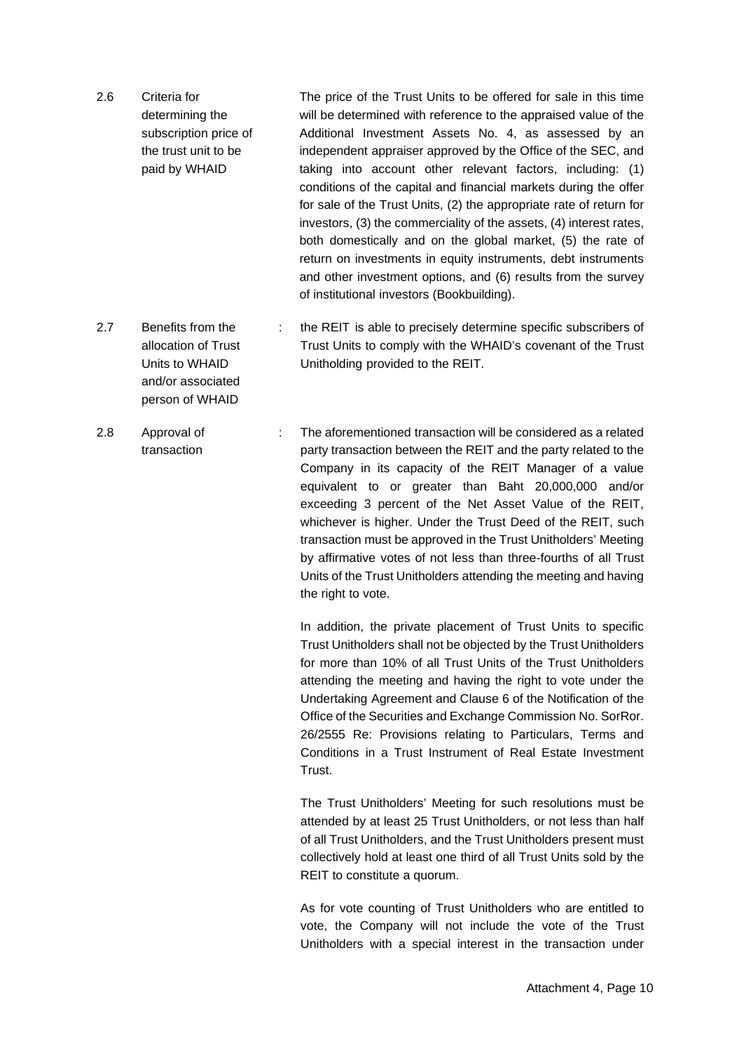| | | | |
|---|---|---|---|
| 2.6 | Criteria for determining the subscription price of the trust unit to be paid by WHAID | | The price of the Trust Units to be offered for sale in this time will be determined with reference to the appraised value of the Additional Investment Assets No. 4, as assessed by an independent appraiser approved by the Office of the SEC, and taking into account other relevant factors, including: (1) conditions of the capital and financial markets during the offer for sale of the Trust Units, (2) the appropriate rate of return for investors, (3) the commerciality of the assets, (4) interest rates, both domestically and on the global market, (5) the rate of return on investments in equity instruments, debt instruments and other investment options, and (6) results from the survey of institutional investors (Bookbuilding). |
| 2.7 | Benefits from the allocation of Trust Units to WHAID and/or associated person of WHAID | : | the REIT is able to precisely determine specific subscribers of Trust Units to comply with the WHAID's covenant of the Trust Unitholding provided to the REIT. |
| 2.8 | Approval of transaction | : | The aforementioned transaction will be considered as a related party transaction between the REIT and the party related to the Company in its capacity of the REIT Manager of a value equivalent to or greater than Baht 20,000,000 and/or exceeding 3 percent of the Net Asset Value of the REIT, whichever is higher. Under the Trust Deed of the REIT, such transaction must be approved in the Trust Unitholders' Meeting by affirmative votes of not less than three-fourths of all Trust Units of the Trust Unitholders attending the meeting and having the right to vote.<br><br>In addition, the private placement of Trust Units to specific Trust Unitholders shall not be objected by the Trust Unitholders for more than 10% of all Trust Units of the Trust Unitholders attending the meeting and having the right to vote under the Undertaking Agreement and Clause 6 of the Notification of the Office of the Securities and Exchange Commission No. SorRor. 26/2555 Re: Provisions relating to Particulars, Terms and Conditions in a Trust Instrument of Real Estate Investment Trust.<br><br>The Trust Unitholders' Meeting for such resolutions must be attended by at least 25 Trust Unitholders, or not less than half of all Trust Unitholders, and the Trust Unitholders present must collectively hold at least one third of all Trust Units sold by the REIT to constitute a quorum.<br><br>As for vote counting of Trust Unitholders who are entitled to vote, the Company will not include the vote of the Trust Unitholders with a special interest in the transaction under |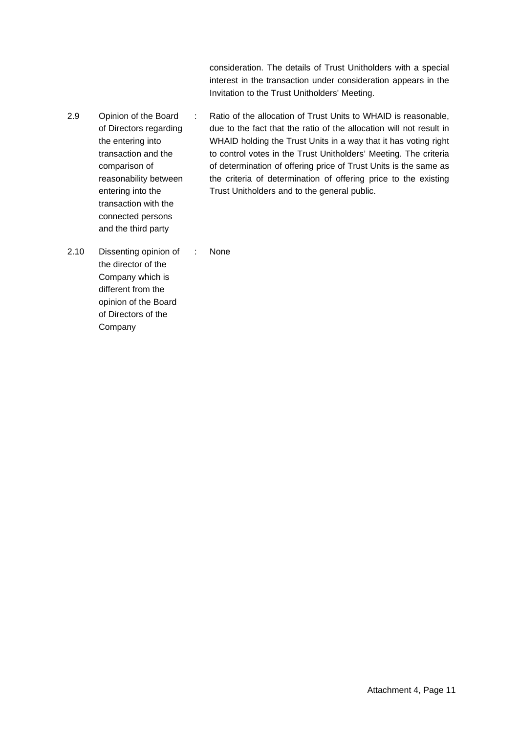consideration. The details of Trust Unitholders with a special interest in the transaction under consideration appears in the Invitation to the Trust Unitholders' Meeting.

| | | | |
|---|---|---|---|
| 2.9 | Opinion of the Board of Directors regarding the entering into transaction and the comparison of reasonability between entering into the transaction with the connected persons and the third party | : | Ratio of the allocation of Trust Units to WHAID is reasonable, due to the fact that the ratio of the allocation will not result in WHAID holding the Trust Units in a way that it has voting right to control votes in the Trust Unitholders' Meeting. The criteria of determination of offering price of Trust Units is the same as the criteria of determination of offering price to the existing Trust Unitholders and to the general public. |
| 2.10 | Dissenting opinion of the director of the Company which is different from the opinion of the Board of Directors of the Company | : | None |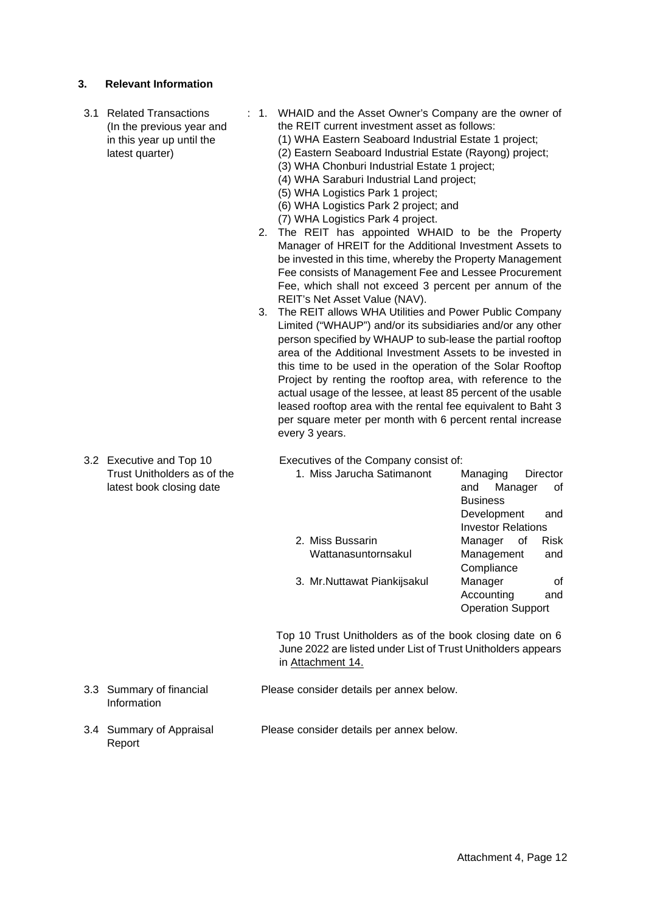## 3. Relevant Information

**3.1 Related Transactions (In the previous year and in this year up until the latest quarter)**

: 1. WHAID and the Asset Owner's Company are the owner of the REIT current investment asset as follows:
   (1) WHA Eastern Seaboard Industrial Estate 1 project;
   (2) Eastern Seaboard Industrial Estate (Rayong) project;
   (3) WHA Chonburi Industrial Estate 1 project;
   (4) WHA Saraburi Industrial Land project;
   (5) WHA Logistics Park 1 project;
   (6) WHA Logistics Park 2 project; and
   (7) WHA Logistics Park 4 project.

2. The REIT has appointed WHAID to be the Property Manager of HREIT for the Additional Investment Assets to be invested in this time, whereby the Property Management Fee consists of Management Fee and Lessee Procurement Fee, which shall not exceed 3 percent per annum of the REIT's Net Asset Value (NAV).

3. The REIT allows WHA Utilities and Power Public Company Limited ("WHAUP") and/or its subsidiaries and/or any other person specified by WHAUP to sub-lease the partial rooftop area of the Additional Investment Assets to be invested in this time to be used in the operation of the Solar Rooftop Project by renting the rooftop area, with reference to the actual usage of the lessee, at least 85 percent of the usable leased rooftop area with the rental fee equivalent to Baht 3 per square meter per month with 6 percent rental increase every 3 years.

**3.2 Executive and Top 10 Trust Unitholders as of the latest book closing date**

Executives of the Company consist of:

1. Miss Jarucha Satimanont — Managing Director and Manager of Business Development and Investor Relations
2. Miss Bussarin Wattanasuntornsakul — Manager of Risk Management and Compliance
3. Mr.Nuttawat Piankijsakul — Manager of Accounting and Operation Support

Top 10 Trust Unitholders as of the book closing date on 6 June 2022 are listed under List of Trust Unitholders appears in Attachment 14.

**3.3 Summary of financial Information**

Please consider details per annex below.

**3.4 Summary of Appraisal Report**

Please consider details per annex below.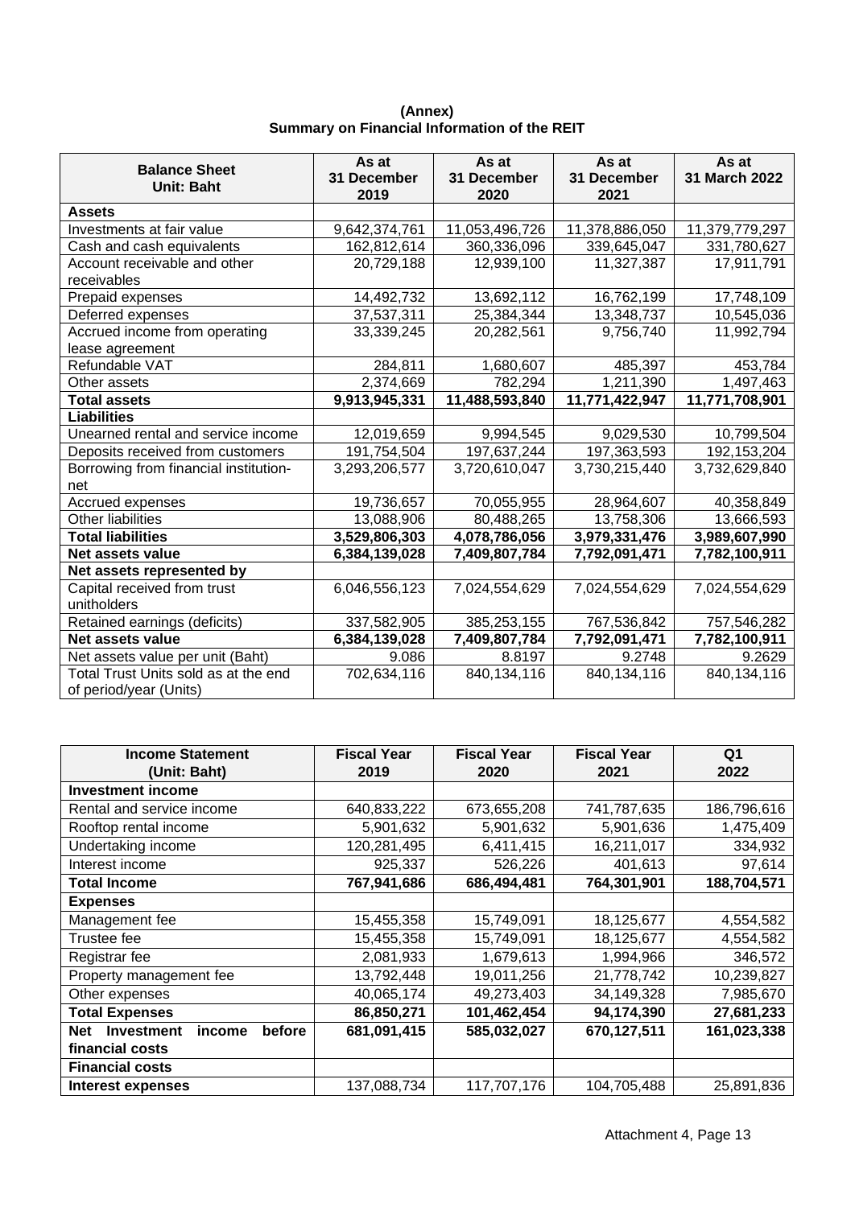**(Annex)**
**Summary on Financial Information of the REIT**

| Balance Sheet Unit: Baht | As at 31 December 2019 | As at 31 December 2020 | As at 31 December 2021 | As at 31 March 2022 |
|---|---|---|---|---|
| **Assets** | | | | |
| Investments at fair value | 9,642,374,761 | 11,053,496,726 | 11,378,886,050 | 11,379,779,297 |
| Cash and cash equivalents | 162,812,614 | 360,336,096 | 339,645,047 | 331,780,627 |
| Account receivable and other receivables | 20,729,188 | 12,939,100 | 11,327,387 | 17,911,791 |
| Prepaid expenses | 14,492,732 | 13,692,112 | 16,762,199 | 17,748,109 |
| Deferred expenses | 37,537,311 | 25,384,344 | 13,348,737 | 10,545,036 |
| Accrued income from operating lease agreement | 33,339,245 | 20,282,561 | 9,756,740 | 11,992,794 |
| Refundable VAT | 284,811 | 1,680,607 | 485,397 | 453,784 |
| Other assets | 2,374,669 | 782,294 | 1,211,390 | 1,497,463 |
| **Total assets** | **9,913,945,331** | **11,488,593,840** | **11,771,422,947** | **11,771,708,901** |
| **Liabilities** | | | | |
| Unearned rental and service income | 12,019,659 | 9,994,545 | 9,029,530 | 10,799,504 |
| Deposits received from customers | 191,754,504 | 197,637,244 | 197,363,593 | 192,153,204 |
| Borrowing from financial institution-net | 3,293,206,577 | 3,720,610,047 | 3,730,215,440 | 3,732,629,840 |
| Accrued expenses | 19,736,657 | 70,055,955 | 28,964,607 | 40,358,849 |
| Other liabilities | 13,088,906 | 80,488,265 | 13,758,306 | 13,666,593 |
| **Total liabilities** | **3,529,806,303** | **4,078,786,056** | **3,979,331,476** | **3,989,607,990** |
| **Net assets value** | **6,384,139,028** | **7,409,807,784** | **7,792,091,471** | **7,782,100,911** |
| **Net assets represented by** | | | | |
| Capital received from trust unitholders | 6,046,556,123 | 7,024,554,629 | 7,024,554,629 | 7,024,554,629 |
| Retained earnings (deficits) | 337,582,905 | 385,253,155 | 767,536,842 | 757,546,282 |
| **Net assets value** | **6,384,139,028** | **7,409,807,784** | **7,792,091,471** | **7,782,100,911** |
| Net assets value per unit (Baht) | 9.086 | 8.8197 | 9.2748 | 9.2629 |
| Total Trust Units sold as at the end of period/year (Units) | 702,634,116 | 840,134,116 | 840,134,116 | 840,134,116 |

| Income Statement (Unit: Baht) | Fiscal Year 2019 | Fiscal Year 2020 | Fiscal Year 2021 | Q1 2022 |
|---|---|---|---|---|
| **Investment income** | | | | |
| Rental and service income | 640,833,222 | 673,655,208 | 741,787,635 | 186,796,616 |
| Rooftop rental income | 5,901,632 | 5,901,632 | 5,901,636 | 1,475,409 |
| Undertaking income | 120,281,495 | 6,411,415 | 16,211,017 | 334,932 |
| Interest income | 925,337 | 526,226 | 401,613 | 97,614 |
| **Total Income** | **767,941,686** | **686,494,481** | **764,301,901** | **188,704,571** |
| **Expenses** | | | | |
| Management fee | 15,455,358 | 15,749,091 | 18,125,677 | 4,554,582 |
| Trustee fee | 15,455,358 | 15,749,091 | 18,125,677 | 4,554,582 |
| Registrar fee | 2,081,933 | 1,679,613 | 1,994,966 | 346,572 |
| Property management fee | 13,792,448 | 19,011,256 | 21,778,742 | 10,239,827 |
| Other expenses | 40,065,174 | 49,273,403 | 34,149,328 | 7,985,670 |
| **Total Expenses** | **86,850,271** | **101,462,454** | **94,174,390** | **27,681,233** |
| **Net Investment income before financial costs** | **681,091,415** | **585,032,027** | **670,127,511** | **161,023,338** |
| **Financial costs** | | | | |
| **Interest expenses** | 137,088,734 | 117,707,176 | 104,705,488 | 25,891,836 |

Attachment 4, Page 13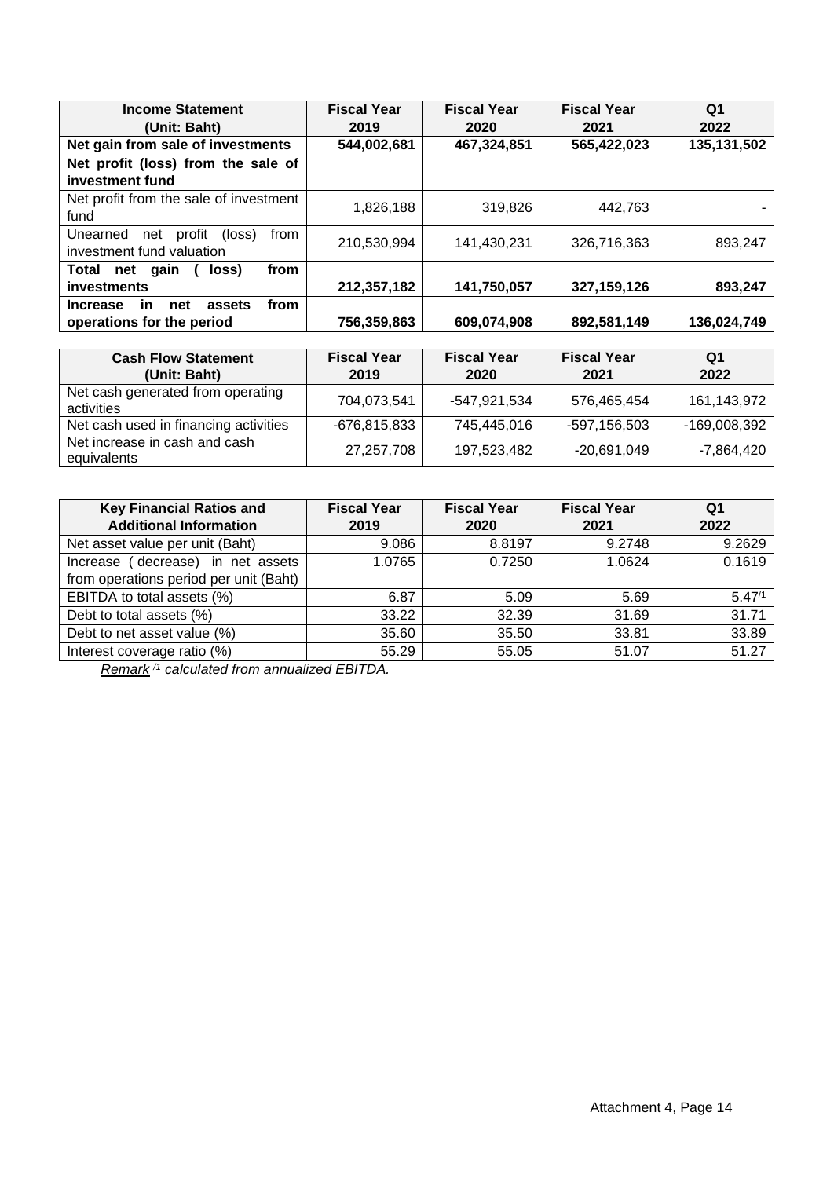| **Income Statement (Unit: Baht)** | **Fiscal Year 2019** | **Fiscal Year 2020** | **Fiscal Year 2021** | **Q1 2022** |
|---|---|---|---|---|
| **Net gain from sale of investments** | **544,002,681** | **467,324,851** | **565,422,023** | **135,131,502** |
| **Net profit (loss) from the sale of investment fund** | | | | |
| Net profit from the sale of investment fund | 1,826,188 | 319,826 | 442,763 | - |
| Unearned net profit (loss) from investment fund valuation | 210,530,994 | 141,430,231 | 326,716,363 | 893,247 |
| **Total net gain ( loss) from investments** | **212,357,182** | **141,750,057** | **327,159,126** | **893,247** |
| **Increase in net assets from operations for the period** | **756,359,863** | **609,074,908** | **892,581,149** | **136,024,749** |

| **Cash Flow Statement (Unit: Baht)** | **Fiscal Year 2019** | **Fiscal Year 2020** | **Fiscal Year 2021** | **Q1 2022** |
|---|---|---|---|---|
| Net cash generated from operating activities | 704,073,541 | -547,921,534 | 576,465,454 | 161,143,972 |
| Net cash used in financing activities | -676,815,833 | 745,445,016 | -597,156,503 | -169,008,392 |
| Net increase in cash and cash equivalents | 27,257,708 | 197,523,482 | -20,691,049 | -7,864,420 |

| **Key Financial Ratios and Additional Information** | **Fiscal Year 2019** | **Fiscal Year 2020** | **Fiscal Year 2021** | **Q1 2022** |
|---|---|---|---|---|
| Net asset value per unit (Baht) | 9.086 | 8.8197 | 9.2748 | 9.2629 |
| Increase ( decrease) in net assets from operations period per unit (Baht) | 1.0765 | 0.7250 | 1.0624 | 0.1619 |
| EBITDA to total assets (%) | 6.87 | 5.09 | 5.69 | 5.47/1 |
| Debt to total assets (%) | 33.22 | 32.39 | 31.69 | 31.71 |
| Debt to net asset value (%) | 35.60 | 35.50 | 33.81 | 33.89 |
| Interest coverage ratio (%) | 55.29 | 55.05 | 51.07 | 51.27 |

*Remark /1 calculated from annualized EBITDA.*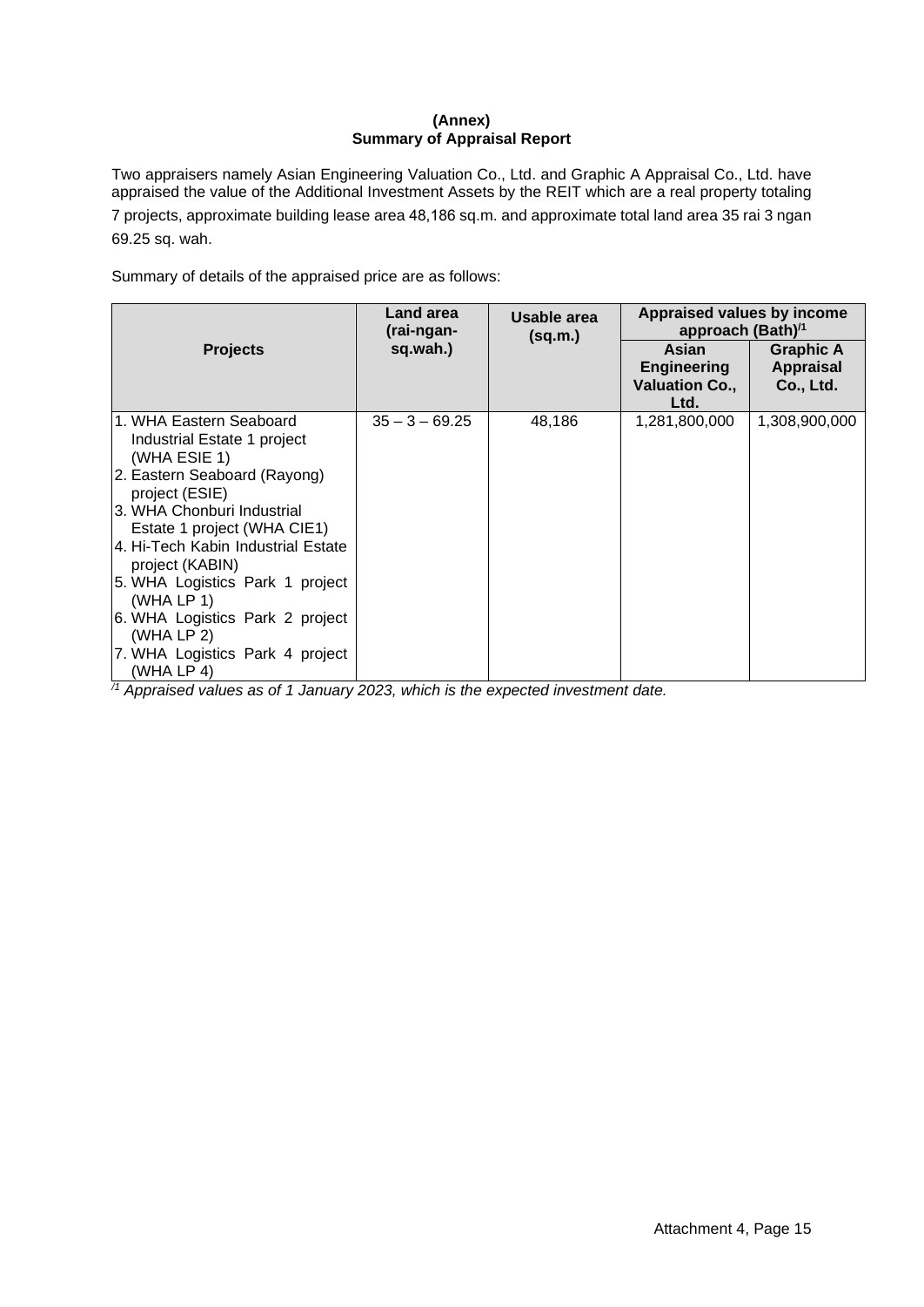**(Annex)**
**Summary of Appraisal Report**

Two appraisers namely Asian Engineering Valuation Co., Ltd. and Graphic A Appraisal Co., Ltd. have appraised the value of the Additional Investment Assets by the REIT which are a real property totaling 7 projects, approximate building lease area 48,186 sq.m. and approximate total land area 35 rai 3 ngan 69.25 sq. wah.

Summary of details of the appraised price are as follows:

| Projects | Land area (rai-ngan-sq.wah.) | Usable area (sq.m.) | Appraised values by income approach (Bath)[/1] | |
|---|---|---|---|---|
| | | | Asian Engineering Valuation Co., Ltd. | Graphic A Appraisal Co., Ltd. |
| 1. WHA Eastern Seaboard Industrial Estate 1 project (WHA ESIE 1)<br>2. Eastern Seaboard (Rayong) project (ESIE)<br>3. WHA Chonburi Industrial Estate 1 project (WHA CIE1)<br>4. Hi-Tech Kabin Industrial Estate project (KABIN)<br>5. WHA Logistics Park 1 project (WHA LP 1)<br>6. WHA Logistics Park 2 project (WHA LP 2)<br>7. WHA Logistics Park 4 project (WHA LP 4) | 35 – 3 – 69.25 | 48,186 | 1,281,800,000 | 1,308,900,000 |

[/1] *Appraised values as of 1 January 2023, which is the expected investment date.*